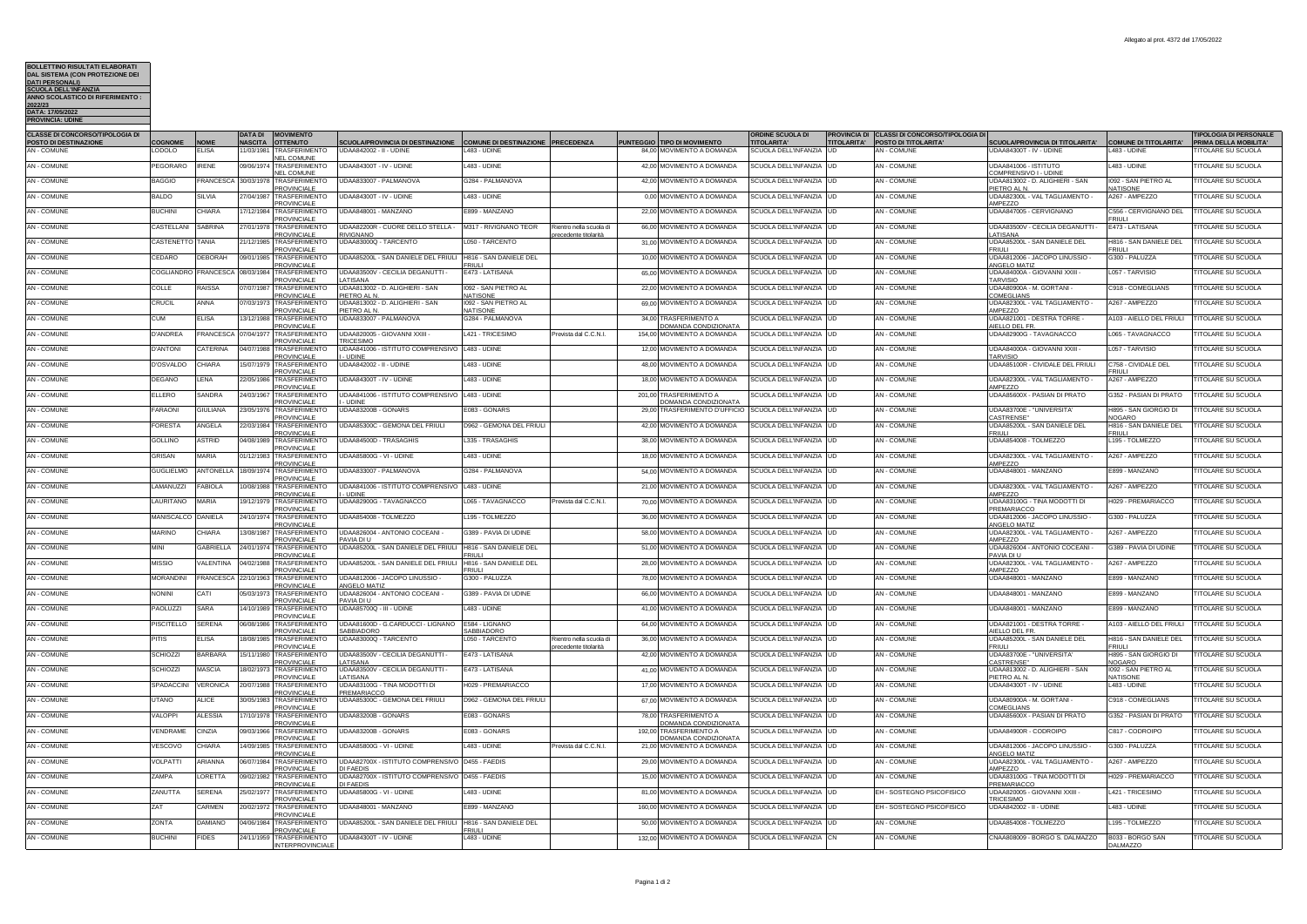Allegato al prot. 4372 del 17/05/2022

**BOLLETTINO RISULTATI ELABORATI DAL SISTEMA (CON PROTEZIONE DEI DATI PERSONALI)**
**SCUOLA DELL'INFANZIA**
**ANNO SCOLASTICO DI RIFERIMENTO : 2022/23**
**DATA: 17/05/2022**
**PROVINCIA: UDINE**

| CLASSE DI CONCORSO/TIPOLOGIA DI POSTO DI DESTINAZIONE | COGNOME | NOME | DATA DI NASCITA | MOVIMENTO OTTENUTO | SCUOLA/PROVINCIA DI DESTINAZIONE | COMUNE DI DESTINAZIONE | PRECEDENZA | PUNTEGGIO | TIPO DI MOVIMENTO | ORDINE SCUOLA DI TITOLARITA' | PROVINCIA DI TITOLARITA' | CLASSI DI CONCORSO/TIPOLOGIA DI POSTO DI TITOLARITA' | SCUOLA/PROVINCIA DI TITOLARITA' | COMUNE DI TITOLARITA' | TIPOLOGIA DI PERSONALE PRIMA DELLA MOBILITA' |
|---|---|---|---|---|---|---|---|---|---|---|---|---|---|---|---|
| AN - COMUNE | LODOLO | ELISA | 11/03/1981 | TRASFERIMENTO NEL COMUNE | UDAA842002 - II - UDINE | L483 - UDINE | | 84,00 | MOVIMENTO A DOMANDA | SCUOLA DELL'INFANZIA | UD | AN - COMUNE | UDAA84300T - IV - UDINE | L483 - UDINE | TITOLARE SU SCUOLA |
| AN - COMUNE | PEGORARO | IRENE | 09/06/1974 | TRASFERIMENTO NEL COMUNE | UDAA84300T - IV - UDINE | L483 - UDINE | | 42,00 | MOVIMENTO A DOMANDA | SCUOLA DELL'INFANZIA | UD | AN - COMUNE | UDAA841006 - ISTITUTO COMPRENSIVO I - UDINE | L483 - UDINE | TITOLARE SU SCUOLA |
| AN - COMUNE | BAGGIO | FRANCESCA | 30/03/1978 | TRASFERIMENTO PROVINCIALE | UDAA833007 - PALMANOVA | G284 - PALMANOVA | | 42,00 | MOVIMENTO A DOMANDA | SCUOLA DELL'INFANZIA | UD | AN - COMUNE | UDAA813002 - D. ALIGHIERI - SAN PIETRO AL N. | I092 - SAN PIETRO AL NATISONE | TITOLARE SU SCUOLA |
| AN - COMUNE | BALDO | SILVIA | 27/04/1987 | TRASFERIMENTO PROVINCIALE | UDAA84300T - IV - UDINE | L483 - UDINE | | 0,00 | MOVIMENTO A DOMANDA | SCUOLA DELL'INFANZIA | UD | AN - COMUNE | UDAA82300L - VAL TAGLIAMENTO - AMPEZZO | A267 - AMPEZZO | TITOLARE SU SCUOLA |
| AN - COMUNE | BUCHINI | CHIARA | 17/12/1984 | TRASFERIMENTO PROVINCIALE | UDAA848001 - MANZANO | E899 - MANZANO | | 22,00 | MOVIMENTO A DOMANDA | SCUOLA DELL'INFANZIA | UD | AN - COMUNE | UDAA847005 - CERVIGNANO | C556 - CERVIGNANO DEL FRIULI | TITOLARE SU SCUOLA |
| AN - COMUNE | CASTELLANI | SABRINA | 27/01/1978 | TRASFERIMENTO PROVINCIALE | UDAA82200R - CUORE DELLO STELLA - RIVIGNANO | M317 - RIVIGNANO TEOR | Rientro nella scuola di precedente titolarità | 66,00 | MOVIMENTO A DOMANDA | SCUOLA DELL'INFANZIA | UD | AN - COMUNE | UDAA83500V - CECILIA DEGANUTTI - LATISANA | E473 - LATISANA | TITOLARE SU SCUOLA |
| AN - COMUNE | CASTENETTO | TANIA | 21/12/1985 | TRASFERIMENTO PROVINCIALE | UDAA83000Q - TARCENTO | L050 - TARCENTO | | 31,00 | MOVIMENTO A DOMANDA | SCUOLA DELL'INFANZIA | UD | AN - COMUNE | UDAA85200L - SAN DANIELE DEL FRIULI | H816 - SAN DANIELE DEL FRIULI | TITOLARE SU SCUOLA |
| AN - COMUNE | CEDARO | DEBORAH | 09/01/1985 | TRASFERIMENTO PROVINCIALE | UDAA85200L - SAN DANIELE DEL FRIULI | H816 - SAN DANIELE DEL FRIULI | | 10,00 | MOVIMENTO A DOMANDA | SCUOLA DELL'INFANZIA | UD | AN - COMUNE | UDAA812006 - JACOPO LINUSSIO - ANGELO MATIZ | G300 - PALUZZA | TITOLARE SU SCUOLA |
| AN - COMUNE | COGLIANDRO | FRANCESCA | 08/03/1984 | TRASFERIMENTO PROVINCIALE | UDAA83500V - CECILIA DEGANUTTI - LATISANA | E473 - LATISANA | | 65,00 | MOVIMENTO A DOMANDA | SCUOLA DELL'INFANZIA | UD | AN - COMUNE | UDAA84000A - GIOVANNI XXIII - TARVISIO | L057 - TARVISIO | TITOLARE SU SCUOLA |
| AN - COMUNE | COLLE | RAISSA | 07/07/1987 | TRASFERIMENTO PROVINCIALE | UDAA813002 - D. ALIGHIERI - SAN PIETRO AL N. | I092 - SAN PIETRO AL NATISONE | | 22,00 | MOVIMENTO A DOMANDA | SCUOLA DELL'INFANZIA | UD | AN - COMUNE | UDAA80900A - M. GORTANI - COMEGLIANS | C918 - COMEGLIANS | TITOLARE SU SCUOLA |
| AN - COMUNE | CRUCIL | ANNA | 07/03/1973 | TRASFERIMENTO PROVINCIALE | UDAA813002 - D. ALIGHIERI - SAN PIETRO AL N. | I092 - SAN PIETRO AL NATISONE | | 69,00 | MOVIMENTO A DOMANDA | SCUOLA DELL'INFANZIA | UD | AN - COMUNE | UDAA82300L - VAL TAGLIAMENTO - AMPEZZO | A267 - AMPEZZO | TITOLARE SU SCUOLA |
| AN - COMUNE | CUM | ELISA | 13/12/1988 | TRASFERIMENTO PROVINCIALE | UDAA833007 - PALMANOVA | G284 - PALMANOVA | | 34,00 | TRASFERIMENTO A DOMANDA CONDIZIONATA | SCUOLA DELL'INFANZIA | UD | AN - COMUNE | UDAA821001 - DESTRA TORRE - AIELLO DEL FR. | A103 - AIELLO DEL FRIULI | TITOLARE SU SCUOLA |
| AN - COMUNE | D'ANDREA | FRANCESCA | 07/04/1977 | TRASFERIMENTO PROVINCIALE | UDAA820005 - GIOVANNI XXIII - TRICESIMO | L421 - TRICESIMO | Prevista dal C.C.N.I. | 154,00 | MOVIMENTO A DOMANDA | SCUOLA DELL'INFANZIA | UD | AN - COMUNE | UDAA82900G - TAVAGNACCO | L065 - TAVAGNACCO | TITOLARE SU SCUOLA |
| AN - COMUNE | D'ANTONI | CATERINA | 04/07/1988 | TRASFERIMENTO PROVINCIALE | UDAA841006 - ISTITUTO COMPRENSIVO I - UDINE | L483 - UDINE | | 12,00 | MOVIMENTO A DOMANDA | SCUOLA DELL'INFANZIA | UD | AN - COMUNE | UDAA84000A - GIOVANNI XXIII - TARVISIO | L057 - TARVISIO | TITOLARE SU SCUOLA |
| AN - COMUNE | D'OSVALDO | CHIARA | 15/07/1979 | TRASFERIMENTO PROVINCIALE | UDAA842002 - II - UDINE | L483 - UDINE | | 48,00 | MOVIMENTO A DOMANDA | SCUOLA DELL'INFANZIA | UD | AN - COMUNE | UDAA85100R - CIVIDALE DEL FRIULI | C758 - CIVIDALE DEL FRIULI | TITOLARE SU SCUOLA |
| AN - COMUNE | DEGANO | LENA | 22/05/1986 | TRASFERIMENTO PROVINCIALE | UDAA84300T - IV - UDINE | L483 - UDINE | | 18,00 | MOVIMENTO A DOMANDA | SCUOLA DELL'INFANZIA | UD | AN - COMUNE | UDAA82300L - VAL TAGLIAMENTO - AMPEZZO | A267 - AMPEZZO | TITOLARE SU SCUOLA |
| AN - COMUNE | ELLERO | SANDRA | 24/03/1967 | TRASFERIMENTO PROVINCIALE | UDAA841006 - ISTITUTO COMPRENSIVO I - UDINE | L483 - UDINE | | 201,00 | TRASFERIMENTO A DOMANDA CONDIZIONATA | SCUOLA DELL'INFANZIA | UD | AN - COMUNE | UDAA85600X - PASIAN DI PRATO | G352 - PASIAN DI PRATO | TITOLARE SU SCUOLA |
| AN - COMUNE | FARAONI | GIULIANA | 23/05/1976 | TRASFERIMENTO PROVINCIALE | UDAA83200B - GONARS | E083 - GONARS | | 29,00 | TRASFERIMENTO D'UFFICIO | SCUOLA DELL'INFANZIA | UD | AN - COMUNE | UDAA83700E - "UNIVERSITA' CASTRENSE" | H895 - SAN GIORGIO DI NOGARO | TITOLARE SU SCUOLA |
| AN - COMUNE | FORESTA | ANGELA | 22/03/1984 | TRASFERIMENTO PROVINCIALE | UDAA85300C - GEMONA DEL FRIULI | D962 - GEMONA DEL FRIULI | | 42,00 | MOVIMENTO A DOMANDA | SCUOLA DELL'INFANZIA | UD | AN - COMUNE | UDAA85200L - SAN DANIELE DEL FRIULI | H816 - SAN DANIELE DEL FRIULI | TITOLARE SU SCUOLA |
| AN - COMUNE | GOLLINO | ASTRID | 04/08/1989 | TRASFERIMENTO PROVINCIALE | UDAA84500D - TRASAGHIS | L335 - TRASAGHIS | | 38,00 | MOVIMENTO A DOMANDA | SCUOLA DELL'INFANZIA | UD | AN - COMUNE | UDAA854008 - TOLMEZZO | L195 - TOLMEZZO | TITOLARE SU SCUOLA |
| AN - COMUNE | GRISAN | MARIA | 01/12/1983 | TRASFERIMENTO PROVINCIALE | UDAA85800G - VI - UDINE | L483 - UDINE | | 18,00 | MOVIMENTO A DOMANDA | SCUOLA DELL'INFANZIA | UD | AN - COMUNE | UDAA82300L - VAL TAGLIAMENTO - AMPEZZO | A267 - AMPEZZO | TITOLARE SU SCUOLA |
| AN - COMUNE | GUGLIELMO | ANTONELLA | 18/09/1974 | TRASFERIMENTO PROVINCIALE | UDAA833007 - PALMANOVA | G284 - PALMANOVA | | 54,00 | MOVIMENTO A DOMANDA | SCUOLA DELL'INFANZIA | UD | AN - COMUNE | UDAA848001 - MANZANO | E899 - MANZANO | TITOLARE SU SCUOLA |
| AN - COMUNE | LAMANUZZI | FABIOLA | 10/08/1988 | TRASFERIMENTO PROVINCIALE | UDAA841006 - ISTITUTO COMPRENSIVO I - UDINE | L483 - UDINE | | 21,00 | MOVIMENTO A DOMANDA | SCUOLA DELL'INFANZIA | UD | AN - COMUNE | UDAA82300L - VAL TAGLIAMENTO - AMPEZZO | A267 - AMPEZZO | TITOLARE SU SCUOLA |
| AN - COMUNE | LAURITANO | MARIA | 19/12/1979 | TRASFERIMENTO PROVINCIALE | UDAA82900G - TAVAGNACCO | L065 - TAVAGNACCO | Prevista dal C.C.N.I. | 70,00 | MOVIMENTO A DOMANDA | SCUOLA DELL'INFANZIA | UD | AN - COMUNE | UDAA83100G - TINA MODOTTI DI PREMARIACCO | H029 - PREMARIACCO | TITOLARE SU SCUOLA |
| AN - COMUNE | MANISCALCO | DANIELA | 24/10/1974 | TRASFERIMENTO PROVINCIALE | UDAA854008 - TOLMEZZO | L195 - TOLMEZZO | | 36,00 | MOVIMENTO A DOMANDA | SCUOLA DELL'INFANZIA | UD | AN - COMUNE | UDAA812006 - JACOPO LINUSSIO - ANGELO MATIZ | G300 - PALUZZA | TITOLARE SU SCUOLA |
| AN - COMUNE | MARINO | CHIARA | 13/08/1987 | TRASFERIMENTO PROVINCIALE | UDAA826004 - ANTONIO COCEANI - PAVIA DI U | G389 - PAVIA DI UDINE | | 58,00 | MOVIMENTO A DOMANDA | SCUOLA DELL'INFANZIA | UD | AN - COMUNE | UDAA82300L - VAL TAGLIAMENTO - AMPEZZO | A267 - AMPEZZO | TITOLARE SU SCUOLA |
| AN - COMUNE | MINI | GABRIELLA | 24/01/1974 | TRASFERIMENTO PROVINCIALE | UDAA85200L - SAN DANIELE DEL FRIULI | H816 - SAN DANIELE DEL FRIULI | | 51,00 | MOVIMENTO A DOMANDA | SCUOLA DELL'INFANZIA | UD | AN - COMUNE | UDAA826004 - ANTONIO COCEANI - PAVIA DI U | G389 - PAVIA DI UDINE | TITOLARE SU SCUOLA |
| AN - COMUNE | MISSIO | VALENTINA | 04/02/1988 | TRASFERIMENTO PROVINCIALE | UDAA85200L - SAN DANIELE DEL FRIULI | H816 - SAN DANIELE DEL FRIULI | | 28,00 | MOVIMENTO A DOMANDA | SCUOLA DELL'INFANZIA | UD | AN - COMUNE | UDAA82300L - VAL TAGLIAMENTO - AMPEZZO | A267 - AMPEZZO | TITOLARE SU SCUOLA |
| AN - COMUNE | MORANDINI | FRANCESCA | 22/10/1963 | TRASFERIMENTO PROVINCIALE | UDAA812006 - JACOPO LINUSSIO - ANGELO MATIZ | G300 - PALUZZA | | 78,00 | MOVIMENTO A DOMANDA | SCUOLA DELL'INFANZIA | UD | AN - COMUNE | UDAA848001 - MANZANO | E899 - MANZANO | TITOLARE SU SCUOLA |
| AN - COMUNE | NONINI | CATI | 05/03/1973 | TRASFERIMENTO PROVINCIALE | UDAA826004 - ANTONIO COCEANI - PAVIA DI U | G389 - PAVIA DI UDINE | | 66,00 | MOVIMENTO A DOMANDA | SCUOLA DELL'INFANZIA | UD | AN - COMUNE | UDAA848001 - MANZANO | E899 - MANZANO | TITOLARE SU SCUOLA |
| AN - COMUNE | PAOLUZZI | SARA | 14/10/1989 | TRASFERIMENTO PROVINCIALE | UDAA85700Q - III - UDINE | L483 - UDINE | | 41,00 | MOVIMENTO A DOMANDA | SCUOLA DELL'INFANZIA | UD | AN - COMUNE | UDAA848001 - MANZANO | E899 - MANZANO | TITOLARE SU SCUOLA |
| AN - COMUNE | PISCITELLO | SERENA | 06/08/1986 | TRASFERIMENTO PROVINCIALE | UDAA81600D - G.CARDUCCI - LIGNANO SABBIADORO | E584 - LIGNANO SABBIADORO | | 64,00 | MOVIMENTO A DOMANDA | SCUOLA DELL'INFANZIA | UD | AN - COMUNE | UDAA821001 - DESTRA TORRE - AIELLO DEL FR. | A103 - AIELLO DEL FRIULI | TITOLARE SU SCUOLA |
| AN - COMUNE | PITIS | ELISA | 18/08/1985 | TRASFERIMENTO PROVINCIALE | UDAA83000Q - TARCENTO | L050 - TARCENTO | Rientro nella scuola di precedente titolarità | 36,00 | MOVIMENTO A DOMANDA | SCUOLA DELL'INFANZIA | UD | AN - COMUNE | UDAA85200L - SAN DANIELE DEL FRIULI | H816 - SAN DANIELE DEL FRIULI | TITOLARE SU SCUOLA |
| AN - COMUNE | SCHIOZZI | BARBARA | 15/11/1980 | TRASFERIMENTO PROVINCIALE | UDAA83500V - CECILIA DEGANUTTI - LATISANA | E473 - LATISANA | | 42,00 | MOVIMENTO A DOMANDA | SCUOLA DELL'INFANZIA | UD | AN - COMUNE | UDAA83700E - "UNIVERSITA' CASTRENSE" | H895 - SAN GIORGIO DI NOGARO | TITOLARE SU SCUOLA |
| AN - COMUNE | SCHIOZZI | MASCIA | 18/02/1973 | TRASFERIMENTO PROVINCIALE | UDAA83500V - CECILIA DEGANUTTI - LATISANA | E473 - LATISANA | | 41,00 | MOVIMENTO A DOMANDA | SCUOLA DELL'INFANZIA | UD | AN - COMUNE | UDAA813002 - D. ALIGHIERI - SAN PIETRO AL N. | I092 - SAN PIETRO AL NATISONE | TITOLARE SU SCUOLA |
| AN - COMUNE | SPADACCINI | VERONICA | 20/07/1988 | TRASFERIMENTO PROVINCIALE | UDAA83100G - TINA MODOTTI DI PREMARIACCO | H029 - PREMARIACCO | | 17,00 | MOVIMENTO A DOMANDA | SCUOLA DELL'INFANZIA | UD | AN - COMUNE | UDAA84300T - IV - UDINE | L483 - UDINE | TITOLARE SU SCUOLA |
| AN - COMUNE | UTANO | ALICE | 30/05/1983 | TRASFERIMENTO PROVINCIALE | UDAA85300C - GEMONA DEL FRIULI | D962 - GEMONA DEL FRIULI | | 67,00 | MOVIMENTO A DOMANDA | SCUOLA DELL'INFANZIA | UD | AN - COMUNE | UDAA80900A - M. GORTANI - COMEGLIANS | C918 - COMEGLIANS | TITOLARE SU SCUOLA |
| AN - COMUNE | VALOPPI | ALESSIA | 17/10/1978 | TRASFERIMENTO PROVINCIALE | UDAA83200B - GONARS | E083 - GONARS | | 78,00 | TRASFERIMENTO A DOMANDA CONDIZIONATA | SCUOLA DELL'INFANZIA | UD | AN - COMUNE | UDAA85600X - PASIAN DI PRATO | G352 - PASIAN DI PRATO | TITOLARE SU SCUOLA |
| AN - COMUNE | VENDRAME | CINZIA | 09/03/1966 | TRASFERIMENTO PROVINCIALE | UDAA83200B - GONARS | E083 - GONARS | | 192,00 | TRASFERIMENTO A DOMANDA CONDIZIONATA | SCUOLA DELL'INFANZIA | UD | AN - COMUNE | UDAA84900R - CODROIPO | C817 - CODROIPO | TITOLARE SU SCUOLA |
| AN - COMUNE | VESCOVO | CHIARA | 14/09/1985 | TRASFERIMENTO PROVINCIALE | UDAA85800G - VI - UDINE | L483 - UDINE | Prevista dal C.C.N.I. | 21,00 | MOVIMENTO A DOMANDA | SCUOLA DELL'INFANZIA | UD | AN - COMUNE | UDAA812006 - JACOPO LINUSSIO - ANGELO MATIZ | G300 - PALUZZA | TITOLARE SU SCUOLA |
| AN - COMUNE | VOLPATTI | ARIANNA | 06/07/1984 | TRASFERIMENTO PROVINCIALE | UDAA82700X - ISTITUTO COMPRENSIVO DI FAEDIS | D455 - FAEDIS | | 29,00 | MOVIMENTO A DOMANDA | SCUOLA DELL'INFANZIA | UD | AN - COMUNE | UDAA82300L - VAL TAGLIAMENTO - AMPEZZO | A267 - AMPEZZO | TITOLARE SU SCUOLA |
| AN - COMUNE | ZAMPA | LORETTA | 09/02/1982 | TRASFERIMENTO PROVINCIALE | UDAA82700X - ISTITUTO COMPRENSIVO DI FAEDIS | D455 - FAEDIS | | 15,00 | MOVIMENTO A DOMANDA | SCUOLA DELL'INFANZIA | UD | AN - COMUNE | UDAA83100G - TINA MODOTTI DI PREMARIACCO | H029 - PREMARIACCO | TITOLARE SU SCUOLA |
| AN - COMUNE | ZANUTTA | SERENA | 25/02/1977 | TRASFERIMENTO PROVINCIALE | UDAA85800G - VI - UDINE | L483 - UDINE | | 81,00 | MOVIMENTO A DOMANDA | SCUOLA DELL'INFANZIA | UD | EH - SOSTEGNO PSICOFISICO | UDAA820005 - GIOVANNI XXIII - TRICESIMO | L421 - TRICESIMO | TITOLARE SU SCUOLA |
| AN - COMUNE | ZAT | CARMEN | 20/02/1972 | TRASFERIMENTO PROVINCIALE | UDAA848001 - MANZANO | E899 - MANZANO | | 160,00 | MOVIMENTO A DOMANDA | SCUOLA DELL'INFANZIA | UD | EH - SOSTEGNO PSICOFISICO | UDAA842002 - II - UDINE | L483 - UDINE | TITOLARE SU SCUOLA |
| AN - COMUNE | ZONTA | DAMIANO | 04/06/1984 | TRASFERIMENTO PROVINCIALE | UDAA85200L - SAN DANIELE DEL FRIULI | H816 - SAN DANIELE DEL FRIULI | | 50,00 | MOVIMENTO A DOMANDA | SCUOLA DELL'INFANZIA | UD | AN - COMUNE | UDAA854008 - TOLMEZZO | L195 - TOLMEZZO | TITOLARE SU SCUOLA |
| AN - COMUNE | BUCHINI | FIDES | 24/11/1959 | TRASFERIMENTO INTERPROVINCIALE | UDAA84300T - IV - UDINE | L483 - UDINE | | 132,00 | MOVIMENTO A DOMANDA | SCUOLA DELL'INFANZIA | CN | AN - COMUNE | CNAA808009 - BORGO S. DALMAZZO | B033 - BORGO SAN DALMAZZO | TITOLARE SU SCUOLA |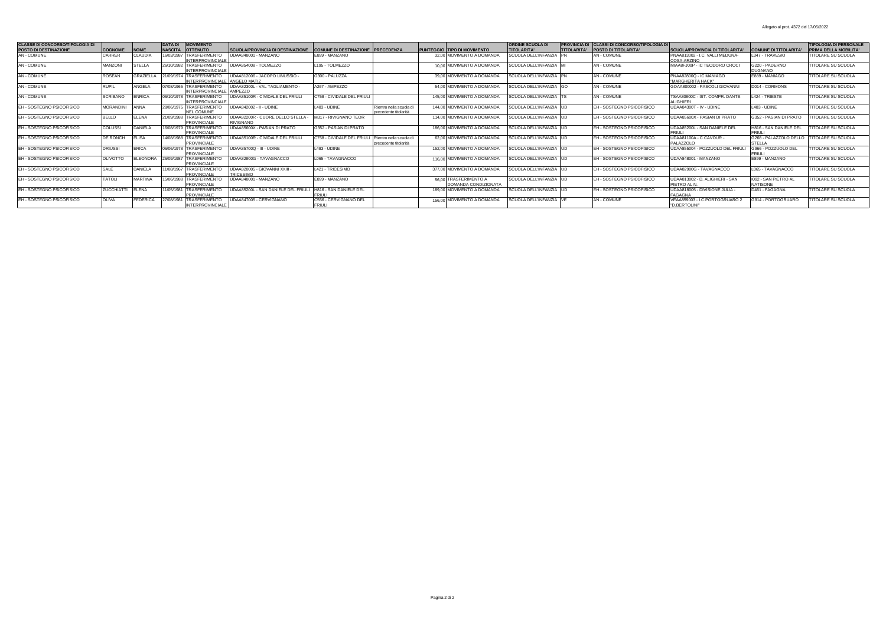Allegato al prot. 4372 del 17/05/2022

| CLASSE DI CONCORSO/TIPOLOGIA DI POSTO DI DESTINAZIONE | COGNOME | NOME | DATA DI NASCITA | MOVIMENTO OTTENUTO | SCUOLA/PROVINCIA DI DESTINAZIONE | COMUNE DI DESTINAZIONE | PRECEDENZA | PUNTEGGIO | TIPO DI MOVIMENTO | ORDINE SCUOLA DI TITOLARITA' | PROVINCIA DI TITOLARITA' | CLASSI DI CONCORSO/TIPOLOGIA DI POSTO DI TITOLARITA' | SCUOLA/PROVINCIA DI TITOLARITA' | COMUNE DI TITOLARITA' | TIPOLOGIA DI PERSONALE PRIMA DELLA MOBILITA' |
|---|---|---|---|---|---|---|---|---|---|---|---|---|---|---|---|
| AN - COMUNE | CARRER | CLAUDIA | 16/03/1987 | TRASFERIMENTO INTERPROVINCIALE | UDAA848001 - MANZANO | E899 - MANZANO | | 32,00 | MOVIMENTO A DOMANDA | SCUOLA DELL'INFANZIA | PN | AN - COMUNE | PNAA813002 - I.C. VALLI MEDUNA-COSA-ARZINO | L347 - TRAVESIO | TITOLARE SU SCUOLA |
| AN - COMUNE | MANZONI | STELLA | 26/10/1982 | TRASFERIMENTO INTERPROVINCIALE | UDAA854008 - TOLMEZZO | L195 - TOLMEZZO | | 10,00 | MOVIMENTO A DOMANDA | SCUOLA DELL'INFANZIA | MI | AN - COMUNE | MIAA8FJ00P - IC TEODORO CROCI | G220 - PADERNO DUGNANO | TITOLARE SU SCUOLA |
| AN - COMUNE | ROSEAN | GRAZIELLA | 21/09/1974 | TRASFERIMENTO INTERPROVINCIALE | UDAA812006 - JACOPO LINUSSIO - ANGELO MATIZ | G300 - PALUZZA | | 39,00 | MOVIMENTO A DOMANDA | SCUOLA DELL'INFANZIA | PN | AN - COMUNE | PNAA82800Q - IC MANIAGO "MARGHERITA HACK" | E889 - MANIAGO | TITOLARE SU SCUOLA |
| AN - COMUNE | RUPIL | ANGELA | 07/08/1965 | TRASFERIMENTO INTERPROVINCIALE | UDAA82300L - VAL TAGLIAMENTO - AMPEZZO | A267 - AMPEZZO | | 54,00 | MOVIMENTO A DOMANDA | SCUOLA DELL'INFANZIA | GO | AN - COMUNE | GOAA800002 - PASCOLI GIOVANNI | D014 - CORMONS | TITOLARE SU SCUOLA |
| AN - COMUNE | SCRIBANO | ENRICA | 06/10/1978 | TRASFERIMENTO INTERPROVINCIALE | UDAA85100R - CIVIDALE DEL FRIULI | C758 - CIVIDALE DEL FRIULI | | 145,00 | MOVIMENTO A DOMANDA | SCUOLA DELL'INFANZIA | TS | AN - COMUNE | TSAA80800C - IST. COMPR. DANTE ALIGHIERI | L424 - TRIESTE | TITOLARE SU SCUOLA |
| EH - SOSTEGNO PSICOFISICO | MORANDINI | ANNA | 28/06/1975 | TRASFERIMENTO NEL COMUNE | UDAA842002 - II - UDINE | L483 - UDINE | Rientro nella scuola di precedente titolarità | 144,00 | MOVIMENTO A DOMANDA | SCUOLA DELL'INFANZIA | UD | EH - SOSTEGNO PSICOFISICO | UDAA84300T - IV - UDINE | L483 - UDINE | TITOLARE SU SCUOLA |
| EH - SOSTEGNO PSICOFISICO | BELLO | ELENA | 21/09/1988 | TRASFERIMENTO PROVINCIALE | UDAA82200R - CUORE DELLO STELLA - RIVIGNANO | M317 - RIVIGNANO TEOR | | 114,00 | MOVIMENTO A DOMANDA | SCUOLA DELL'INFANZIA | UD | EH - SOSTEGNO PSICOFISICO | UDAA85600X - PASIAN DI PRATO | G352 - PASIAN DI PRATO | TITOLARE SU SCUOLA |
| EH - SOSTEGNO PSICOFISICO | COLUSSI | DANIELA | 16/08/1979 | TRASFERIMENTO PROVINCIALE | UDAA85600X - PASIAN DI PRATO | G352 - PASIAN DI PRATO | | 186,00 | MOVIMENTO A DOMANDA | SCUOLA DELL'INFANZIA | UD | EH - SOSTEGNO PSICOFISICO | UDAA85200L - SAN DANIELE DEL FRIULI | H816 - SAN DANIELE DEL FRIULI | TITOLARE SU SCUOLA |
| EH - SOSTEGNO PSICOFISICO | DE RONCH | ELISA | 14/08/1988 | TRASFERIMENTO PROVINCIALE | UDAA85100R - CIVIDALE DEL FRIULI | C758 - CIVIDALE DEL FRIULI | Rientro nella scuola di precedente titolarità | 62,00 | MOVIMENTO A DOMANDA | SCUOLA DELL'INFANZIA | UD | EH - SOSTEGNO PSICOFISICO | UDAA81100A - C.CAVOUR - PALAZZOLO | G268 - PALAZZOLO DELLO STELLA | TITOLARE SU SCUOLA |
| EH - SOSTEGNO PSICOFISICO | DRIUSSI | ERICA | 06/06/1978 | TRASFERIMENTO PROVINCIALE | UDAA85700Q - III - UDINE | L483 - UDINE | | 152,00 | MOVIMENTO A DOMANDA | SCUOLA DELL'INFANZIA | UD | EH - SOSTEGNO PSICOFISICO | UDAA855004 - POZZUOLO DEL FRIULI | G966 - POZZUOLO DEL FRIULI | TITOLARE SU SCUOLA |
| EH - SOSTEGNO PSICOFISICO | OLIVOTTO | ELEONORA | 26/09/1987 | TRASFERIMENTO PROVINCIALE | UDAA82900G - TAVAGNACCO | L065 - TAVAGNACCO | | 116,00 | MOVIMENTO A DOMANDA | SCUOLA DELL'INFANZIA | UD | EH - SOSTEGNO PSICOFISICO | UDAA848001 - MANZANO | E899 - MANZANO | TITOLARE SU SCUOLA |
| EH - SOSTEGNO PSICOFISICO | SALE | DANIELA | 11/08/1967 | TRASFERIMENTO PROVINCIALE | UDAA820005 - GIOVANNI XXIII - TRICESIMO | L421 - TRICESIMO | | 377,00 | MOVIMENTO A DOMANDA | SCUOLA DELL'INFANZIA | UD | EH - SOSTEGNO PSICOFISICO | UDAA82900G - TAVAGNACCO | L065 - TAVAGNACCO | TITOLARE SU SCUOLA |
| EH - SOSTEGNO PSICOFISICO | TATOLI | MARTINA | 15/06/1988 | TRASFERIMENTO PROVINCIALE | UDAA848001 - MANZANO | E899 - MANZANO | | 56,00 | TRASFERIMENTO A DOMANDA CONDIZIONATA | SCUOLA DELL'INFANZIA | UD | EH - SOSTEGNO PSICOFISICO | UDAA813002 - D. ALIGHIERI - SAN PIETRO AL N. | I092 - SAN PIETRO AL NATISONE | TITOLARE SU SCUOLA |
| EH - SOSTEGNO PSICOFISICO | ZUCCHIATTI | ELENA | 11/05/1981 | TRASFERIMENTO PROVINCIALE | UDAA85200L - SAN DANIELE DEL FRIULI | H816 - SAN DANIELE DEL FRIULI | | 189,00 | MOVIMENTO A DOMANDA | SCUOLA DELL'INFANZIA | UD | EH - SOSTEGNO PSICOFISICO | UDAA818005 - DIVISIONE JULIA - FAGAGNA | D461 - FAGAGNA | TITOLARE SU SCUOLA |
| EH - SOSTEGNO PSICOFISICO | OLIVA | FEDERICA | 27/08/1981 | TRASFERIMENTO INTERPROVINCIALE | UDAA847005 - CERVIGNANO | C556 - CERVIGNANO DEL FRIULI | | 156,00 | MOVIMENTO A DOMANDA | SCUOLA DELL'INFANZIA | VE | AN - COMUNE | VEAA859003 - I.C.PORTOGRUARO 2 "D.BERTOLINI" | G914 - PORTOGRUARO | TITOLARE SU SCUOLA |